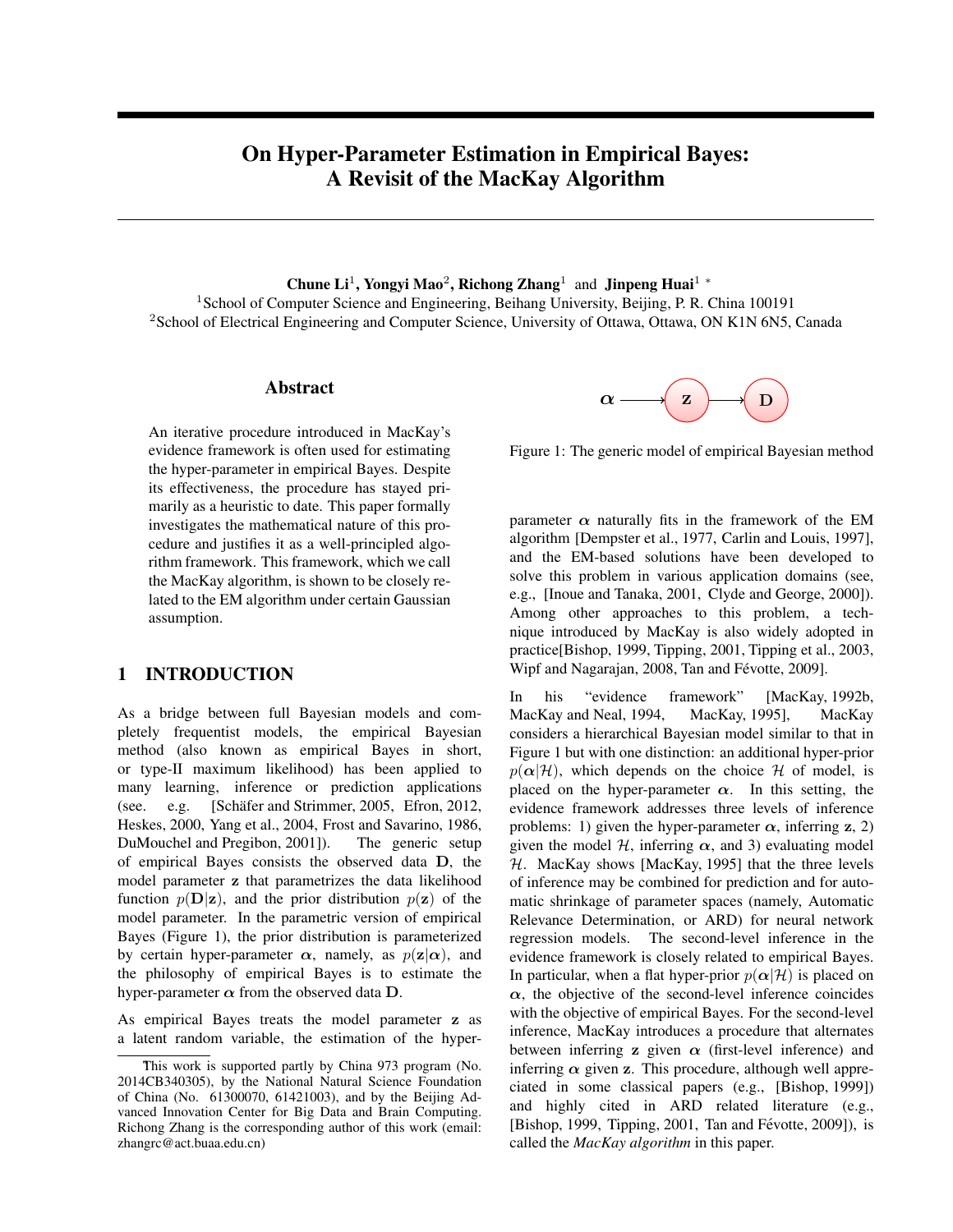# On Hyper-Parameter Estimation in Empirical Bayes: A Revisit of the MacKay Algorithm

**Chune Li**[1], **Yongyi Mao**[2], **Richong Zhang**[1] and **Jinpeng Huai**[1] *

[1]School of Computer Science and Engineering, Beihang University, Beijing, P. R. China 100191

[2]School of Electrical Engineering and Computer Science, University of Ottawa, Ottawa, ON K1N 6N5, Canada

## Abstract

An iterative procedure introduced in MacKay's evidence framework is often used for estimating the hyper-parameter in empirical Bayes. Despite its effectiveness, the procedure has stayed primarily as a heuristic to date. This paper formally investigates the mathematical nature of this procedure and justifies it as a well-principled algorithm framework. This framework, which we call the MacKay algorithm, is shown to be closely related to the EM algorithm under certain Gaussian assumption.

## 1 INTRODUCTION

As a bridge between full Bayesian models and completely frequentist models, the empirical Bayesian method (also known as empirical Bayes in short, or type-II maximum likelihood) has been applied to many learning, inference or prediction applications (see. e.g. [Schäfer and Strimmer, 2005, Efron, 2012, Heskes, 2000, Yang et al., 2004, Frost and Savarino, 1986, DuMouchel and Pregibon, 2001]). The generic setup of empirical Bayes consists the observed data $\mathbf{D}$, the model parameter $\mathbf{z}$ that parametrizes the data likelihood function $p(\mathbf{D}|\mathbf{z})$, and the prior distribution $p(\mathbf{z})$ of the model parameter. In the parametric version of empirical Bayes (Figure 1), the prior distribution is parameterized by certain hyper-parameter $\boldsymbol{\alpha}$, namely, as $p(\mathbf{z}|\boldsymbol{\alpha})$, and the philosophy of empirical Bayes is to estimate the hyper-parameter $\boldsymbol{\alpha}$ from the observed data $\mathbf{D}$.

As empirical Bayes treats the model parameter $\mathbf{z}$ as a latent random variable, the estimation of the hyper-parameter $\boldsymbol{\alpha}$ naturally fits in the framework of the EM algorithm [Dempster et al., 1977, Carlin and Louis, 1997], and the EM-based solutions have been developed to solve this problem in various application domains (see, e.g., [Inoue and Tanaka, 2001, Clyde and George, 2000]). Among other approaches to this problem, a technique introduced by MacKay is also widely adopted in practice[Bishop, 1999, Tipping, 2001, Tipping et al., 2003, Wipf and Nagarajan, 2008, Tan and Févotte, 2009].

$\boldsymbol{\alpha} \longrightarrow \mathbf{z} \longrightarrow \mathbf{D}$

Figure 1: The generic model of empirical Bayesian method

In his "evidence framework" [MacKay, 1992b, MacKay and Neal, 1994, MacKay, 1995], MacKay considers a hierarchical Bayesian model similar to that in Figure 1 but with one distinction: an additional hyper-prior $p(\boldsymbol{\alpha}|\mathcal{H})$, which depends on the choice $\mathcal{H}$ of model, is placed on the hyper-parameter $\boldsymbol{\alpha}$. In this setting, the evidence framework addresses three levels of inference problems: 1) given the hyper-parameter $\boldsymbol{\alpha}$, inferring $\mathbf{z}$, 2) given the model $\mathcal{H}$, inferring $\boldsymbol{\alpha}$, and 3) evaluating model $\mathcal{H}$. MacKay shows [MacKay, 1995] that the three levels of inference may be combined for prediction and for automatic shrinkage of parameter spaces (namely, Automatic Relevance Determination, or ARD) for neural network regression models. The second-level inference in the evidence framework is closely related to empirical Bayes. In particular, when a flat hyper-prior $p(\boldsymbol{\alpha}|\mathcal{H})$ is placed on $\boldsymbol{\alpha}$, the objective of the second-level inference coincides with the objective of empirical Bayes. For the second-level inference, MacKay introduces a procedure that alternates between inferring $\mathbf{z}$ given $\boldsymbol{\alpha}$ (first-level inference) and inferring $\boldsymbol{\alpha}$ given $\mathbf{z}$. This procedure, although well appreciated in some classical papers (e.g., [Bishop, 1999]) and highly cited in ARD related literature (e.g., [Bishop, 1999, Tipping, 2001, Tan and Févotte, 2009]), is called the *MacKay algorithm* in this paper.

*This work is supported partly by China 973 program (No. 2014CB340305), by the National Natural Science Foundation of China (No. 61300070, 61421003), and by the Beijing Advanced Innovation Center for Big Data and Brain Computing. Richong Zhang is the corresponding author of this work (email: zhangrc@act.buaa.edu.cn)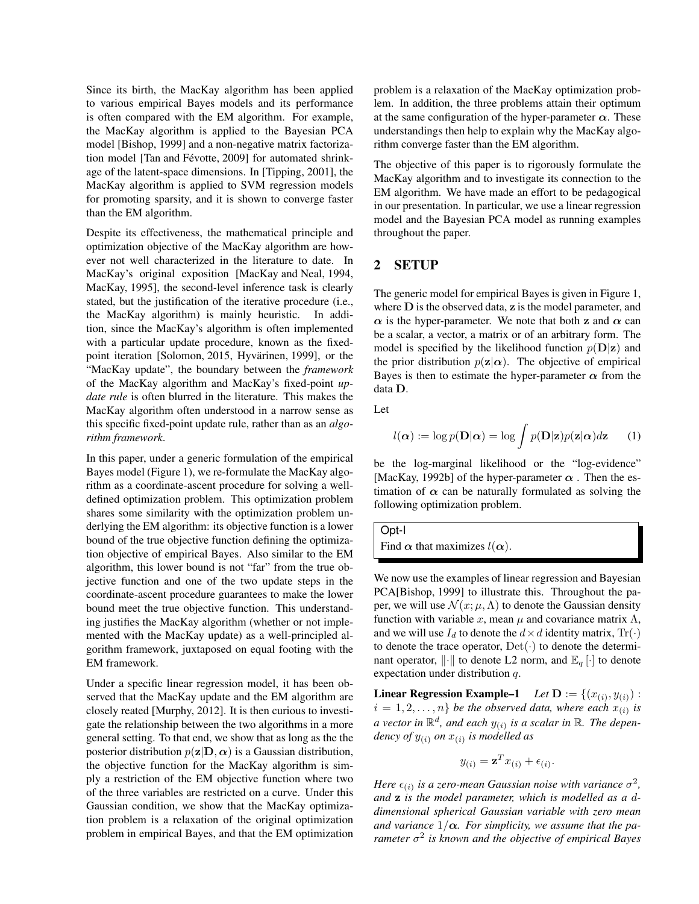Since its birth, the MacKay algorithm has been applied to various empirical Bayes models and its performance is often compared with the EM algorithm. For example, the MacKay algorithm is applied to the Bayesian PCA model [Bishop, 1999] and a non-negative matrix factorization model [Tan and Févotte, 2009] for automated shrinkage of the latent-space dimensions. In [Tipping, 2001], the MacKay algorithm is applied to SVM regression models for promoting sparsity, and it is shown to converge faster than the EM algorithm.

Despite its effectiveness, the mathematical principle and optimization objective of the MacKay algorithm are however not well characterized in the literature to date. In MacKay's original exposition [MacKay and Neal, 1994, MacKay, 1995], the second-level inference task is clearly stated, but the justification of the iterative procedure (i.e., the MacKay algorithm) is mainly heuristic. In addition, since the MacKay's algorithm is often implemented with a particular update procedure, known as the fixed-point iteration [Solomon, 2015, Hyvärinen, 1999], or the "MacKay update", the boundary between the *framework* of the MacKay algorithm and MacKay's fixed-point *update rule* is often blurred in the literature. This makes the MacKay algorithm often understood in a narrow sense as this specific fixed-point update rule, rather than as an *algorithm framework*.

In this paper, under a generic formulation of the empirical Bayes model (Figure 1), we re-formulate the MacKay algorithm as a coordinate-ascent procedure for solving a well-defined optimization problem. This optimization problem shares some similarity with the optimization problem underlying the EM algorithm: its objective function is a lower bound of the true objective function defining the optimization objective of empirical Bayes. Also similar to the EM algorithm, this lower bound is not "far" from the true objective function and one of the two update steps in the coordinate-ascent procedure guarantees to make the lower bound meet the true objective function. This understanding justifies the MacKay algorithm (whether or not implemented with the MacKay update) as a well-principled algorithm framework, juxtaposed on equal footing with the EM framework.

Under a specific linear regression model, it has been observed that the MacKay update and the EM algorithm are closely reated [Murphy, 2012]. It is then curious to investigate the relationship between the two algorithms in a more general setting. To that end, we show that as long as the the posterior distribution $p(\mathbf{z}|\mathbf{D}, \boldsymbol{\alpha})$ is a Gaussian distribution, the objective function for the MacKay algorithm is simply a restriction of the EM objective function where two of the three variables are restricted on a curve. Under this Gaussian condition, we show that the MacKay optimization problem is a relaxation of the original optimization problem in empirical Bayes, and that the EM optimization problem is a relaxation of the MacKay optimization problem. In addition, the three problems attain their optimum at the same configuration of the hyper-parameter $\boldsymbol{\alpha}$. These understandings then help to explain why the MacKay algorithm converge faster than the EM algorithm.

The objective of this paper is to rigorously formulate the MacKay algorithm and to investigate its connection to the EM algorithm. We have made an effort to be pedagogical in our presentation. In particular, we use a linear regression model and the Bayesian PCA model as running examples throughout the paper.

## 2 SETUP

The generic model for empirical Bayes is given in Figure 1, where $\mathbf{D}$ is the observed data, $\mathbf{z}$ is the model parameter, and $\boldsymbol{\alpha}$ is the hyper-parameter. We note that both $\mathbf{z}$ and $\boldsymbol{\alpha}$ can be a scalar, a vector, a matrix or of an arbitrary form. The model is specified by the likelihood function $p(\mathbf{D}|\mathbf{z})$ and the prior distribution $p(\mathbf{z}|\boldsymbol{\alpha})$. The objective of empirical Bayes is then to estimate the hyper-parameter $\boldsymbol{\alpha}$ from the data $\mathbf{D}$.

Let

$$l(\boldsymbol{\alpha}) := \log p(\mathbf{D}|\boldsymbol{\alpha}) = \log \int p(\mathbf{D}|\mathbf{z})p(\mathbf{z}|\boldsymbol{\alpha})d\mathbf{z} \qquad (1)$$

be the log-marginal likelihood or the "log-evidence" [MacKay, 1992b] of the hyper-parameter $\boldsymbol{\alpha}$ . Then the estimation of $\boldsymbol{\alpha}$ can be naturally formulated as solving the following optimization problem.

> Opt-I
> Find $\boldsymbol{\alpha}$ that maximizes $l(\boldsymbol{\alpha})$.

We now use the examples of linear regression and Bayesian PCA[Bishop, 1999] to illustrate this. Throughout the paper, we will use $\mathcal{N}(x; \mu, \Lambda)$ to denote the Gaussian density function with variable $x$, mean $\mu$ and covariance matrix $\Lambda$, and we will use $I_d$ to denote the $d \times d$ identity matrix, $\mathrm{Tr}(\cdot)$ to denote the trace operator, $\mathrm{Det}(\cdot)$ to denote the determinant operator, $\|\cdot\|$ to denote L2 norm, and $\mathbb{E}_q[\cdot]$ to denote expectation under distribution $q$.

**Linear Regression Example–1** *Let $\mathbf{D} := \{(x_{(i)}, y_{(i)}) : i = 1, 2, \ldots, n\}$ be the observed data, where each $x_{(i)}$ is a vector in $\mathbb{R}^d$, and each $y_{(i)}$ is a scalar in $\mathbb{R}$. The dependency of $y_{(i)}$ on $x_{(i)}$ is modelled as*

$$y_{(i)} = \mathbf{z}^T x_{(i)} + \epsilon_{(i)}.$$

*Here $\epsilon_{(i)}$ is a zero-mean Gaussian noise with variance $\sigma^2$, and $\mathbf{z}$ is the model parameter, which is modelled as a $d$-dimensional spherical Gaussian variable with zero mean and variance $1/\boldsymbol{\alpha}$. For simplicity, we assume that the parameter $\sigma^2$ is known and the objective of empirical Bayes*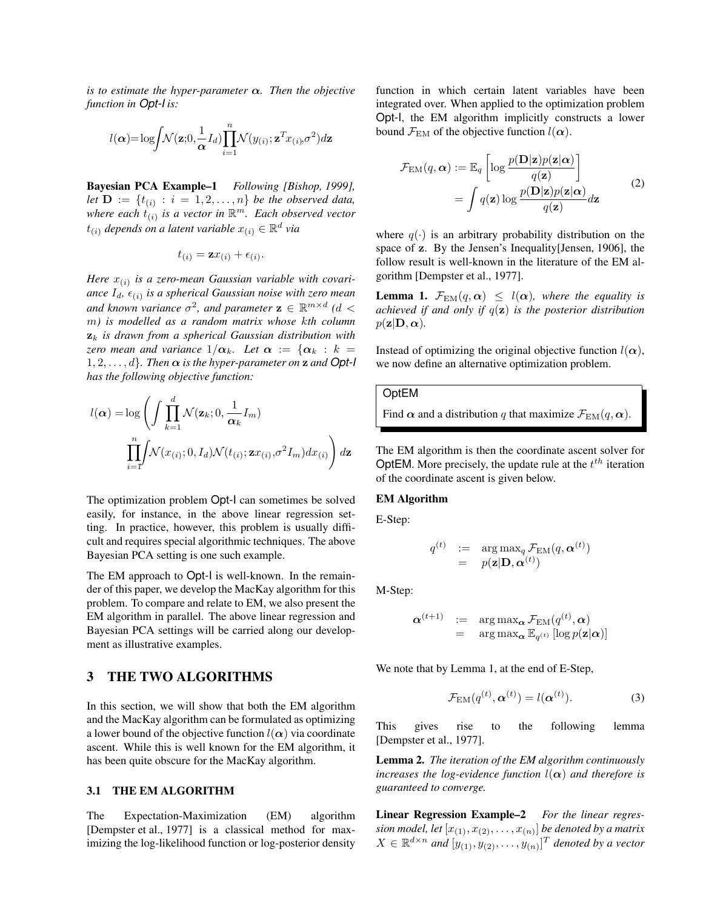*is to estimate the hyper-parameter $\boldsymbol{\alpha}$. Then the objective function in Opt-l is:*

$$l(\boldsymbol{\alpha}) = \log \int \mathcal{N}(\mathbf{z}; 0, \frac{1}{\boldsymbol{\alpha}} I_d) \prod_{i=1}^{n} \mathcal{N}(y_{(i)}; \mathbf{z}^T x_{(i)}, \sigma^2) d\mathbf{z}$$

**Bayesian PCA Example–1** *Following [Bishop, 1999], let $\mathbf{D} := \{t_{(i)} : i = 1, 2, \ldots, n\}$ be the observed data, where each $t_{(i)}$ is a vector in $\mathbb{R}^m$. Each observed vector $t_{(i)}$ depends on a latent variable $x_{(i)} \in \mathbb{R}^d$ via*

$$t_{(i)} = \mathbf{z} x_{(i)} + \epsilon_{(i)}.$$

*Here $x_{(i)}$ is a zero-mean Gaussian variable with covariance $I_d$, $\epsilon_{(i)}$ is a spherical Gaussian noise with zero mean and known variance $\sigma^2$, and parameter $\mathbf{z} \in \mathbb{R}^{m \times d}$ ($d < m$) is modelled as a random matrix whose $k$th column $\mathbf{z}_k$ is drawn from a spherical Gaussian distribution with zero mean and variance $1/\boldsymbol{\alpha}_k$. Let $\boldsymbol{\alpha} := \{\boldsymbol{\alpha}_k : k = 1, 2, \ldots, d\}$. Then $\boldsymbol{\alpha}$ is the hyper-parameter on $\mathbf{z}$ and Opt-l has the following objective function:*

$$l(\boldsymbol{\alpha}) = \log \left( \int \prod_{k=1}^{d} \mathcal{N}(\mathbf{z}_k; 0, \frac{1}{\boldsymbol{\alpha}_k} I_m) \prod_{i=1}^{n} \int \mathcal{N}(x_{(i)}; 0, I_d) \mathcal{N}(t_{(i)}; \mathbf{z} x_{(i)}, \sigma^2 I_m) dx_{(i)} \right) d\mathbf{z}$$

The optimization problem Opt-l can sometimes be solved easily, for instance, in the above linear regression setting. In practice, however, this problem is usually difficult and requires special algorithmic techniques. The above Bayesian PCA setting is one such example.

The EM approach to Opt-l is well-known. In the remainder of this paper, we develop the MacKay algorithm for this problem. To compare and relate to EM, we also present the EM algorithm in parallel. The above linear regression and Bayesian PCA settings will be carried along our development as illustrative examples.

## 3 THE TWO ALGORITHMS

In this section, we will show that both the EM algorithm and the MacKay algorithm can be formulated as optimizing a lower bound of the objective function $l(\boldsymbol{\alpha})$ via coordinate ascent. While this is well known for the EM algorithm, it has been quite obscure for the MacKay algorithm.

### 3.1 THE EM ALGORITHM

The Expectation-Maximization (EM) algorithm [Dempster et al., 1977] is a classical method for maximizing the log-likelihood function or log-posterior density function in which certain latent variables have been integrated over. When applied to the optimization problem Opt-l, the EM algorithm implicitly constructs a lower bound $\mathcal{F}_{\text{EM}}$ of the objective function $l(\boldsymbol{\alpha})$.

$$\begin{aligned} \mathcal{F}_{\text{EM}}(q, \boldsymbol{\alpha}) &:= \mathbb{E}_q \left[ \log \frac{p(\mathbf{D}|\mathbf{z}) p(\mathbf{z}|\boldsymbol{\alpha})}{q(\mathbf{z})} \right] \\ &= \int q(\mathbf{z}) \log \frac{p(\mathbf{D}|\mathbf{z}) p(\mathbf{z}|\boldsymbol{\alpha})}{q(\mathbf{z})} d\mathbf{z} \end{aligned} \tag{2}$$

where $q(\cdot)$ is an arbitrary probability distribution on the space of $\mathbf{z}$. By the Jensen's Inequality[Jensen, 1906], the follow result is well-known in the literature of the EM algorithm [Dempster et al., 1977].

**Lemma 1.** *$\mathcal{F}_{\text{EM}}(q, \boldsymbol{\alpha}) \leq l(\boldsymbol{\alpha})$, where the equality is achieved if and only if $q(\mathbf{z})$ is the posterior distribution $p(\mathbf{z}|\mathbf{D}, \boldsymbol{\alpha})$.*

Instead of optimizing the original objective function $l(\boldsymbol{\alpha})$, we now define an alternative optimization problem.

> OptEM
>
> Find $\boldsymbol{\alpha}$ and a distribution $q$ that maximize $\mathcal{F}_{\text{EM}}(q, \boldsymbol{\alpha})$.

The EM algorithm is then the coordinate ascent solver for OptEM. More precisely, the update rule at the $t^{th}$ iteration of the coordinate ascent is given below.

**EM Algorithm**

E-Step:

$$\begin{aligned} q^{(t)} &:= \arg\max_q \mathcal{F}_{\text{EM}}(q, \boldsymbol{\alpha}^{(t)}) \\ &= p(\mathbf{z}|\mathbf{D}, \boldsymbol{\alpha}^{(t)}) \end{aligned}$$

M-Step:

$$\begin{aligned} \boldsymbol{\alpha}^{(t+1)} &:= \arg\max_{\boldsymbol{\alpha}} \mathcal{F}_{\text{EM}}(q^{(t)}, \boldsymbol{\alpha}) \\ &= \arg\max_{\boldsymbol{\alpha}} \mathbb{E}_{q^{(t)}} [\log p(\mathbf{z}|\boldsymbol{\alpha})] \end{aligned}$$

We note that by Lemma 1, at the end of E-Step,

$$\mathcal{F}_{\text{EM}}(q^{(t)}, \boldsymbol{\alpha}^{(t)}) = l(\boldsymbol{\alpha}^{(t)}). \tag{3}$$

This gives rise to the following lemma [Dempster et al., 1977].

**Lemma 2.** *The iteration of the EM algorithm continuously increases the log-evidence function $l(\boldsymbol{\alpha})$ and therefore is guaranteed to converge.*

**Linear Regression Example–2** *For the linear regression model, let $[x_{(1)}, x_{(2)}, \ldots, x_{(n)}]$ be denoted by a matrix $X \in \mathbb{R}^{d \times n}$ and $[y_{(1)}, y_{(2)}, \ldots, y_{(n)}]^T$ denoted by a vector*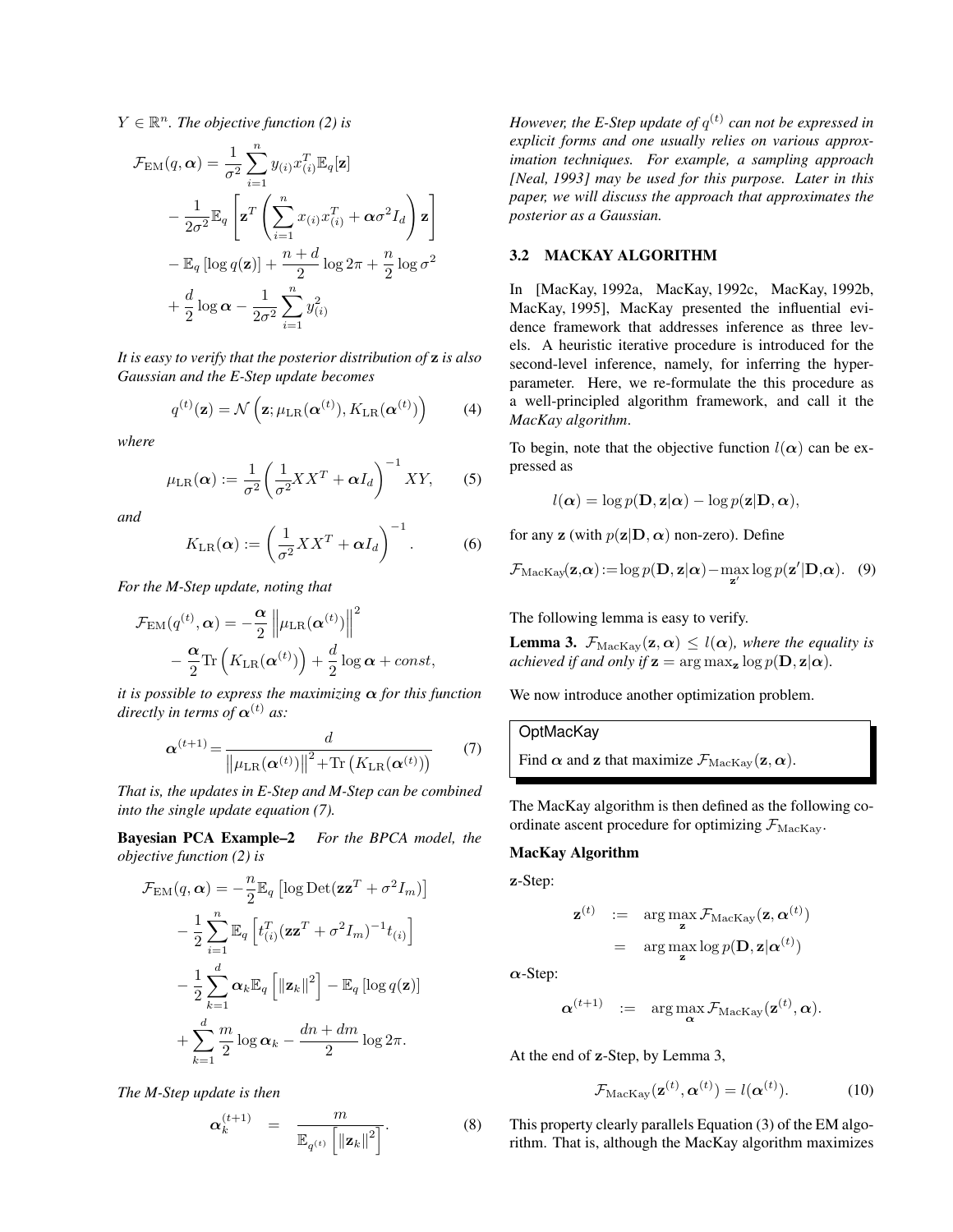*$Y \in \mathbb{R}^n$. The objective function (2) is*

$$
\begin{aligned}
\mathcal{F}_{\text{EM}}(q, \boldsymbol{\alpha}) &= \frac{1}{\sigma^2} \sum_{i=1}^{n} y_{(i)} x_{(i)}^T \mathbb{E}_q[\mathbf{z}] \\
&- \frac{1}{2\sigma^2} \mathbb{E}_q \left[ \mathbf{z}^T \left( \sum_{i=1}^{n} x_{(i)} x_{(i)}^T + \boldsymbol{\alpha} \sigma^2 I_d \right) \mathbf{z} \right] \\
&- \mathbb{E}_q \left[ \log q(\mathbf{z}) \right] + \frac{n+d}{2} \log 2\pi + \frac{n}{2} \log \sigma^2 \\
&+ \frac{d}{2} \log \boldsymbol{\alpha} - \frac{1}{2\sigma^2} \sum_{i=1}^{n} y_{(i)}^2
\end{aligned}
$$

*It is easy to verify that the posterior distribution of $\mathbf{z}$ is also Gaussian and the E-Step update becomes*

$$
q^{(t)}(\mathbf{z}) = \mathcal{N}\left(\mathbf{z}; \mu_{\text{LR}}(\boldsymbol{\alpha}^{(t)}), K_{\text{LR}}(\boldsymbol{\alpha}^{(t)})\right) \tag{4}
$$

*where*

$$
\mu_{\text{LR}}(\boldsymbol{\alpha}) := \frac{1}{\sigma^2} \left( \frac{1}{\sigma^2} X X^T + \boldsymbol{\alpha} I_d \right)^{-1} X Y, \tag{5}
$$

*and*

$$
K_{\text{LR}}(\boldsymbol{\alpha}) := \left( \frac{1}{\sigma^2} X X^T + \boldsymbol{\alpha} I_d \right)^{-1}. \tag{6}
$$

*For the M-Step update, noting that*

$$
\begin{aligned}
\mathcal{F}_{\text{EM}}(q^{(t)}, \boldsymbol{\alpha}) &= -\frac{\boldsymbol{\alpha}}{2} \left\| \mu_{\text{LR}}(\boldsymbol{\alpha}^{(t)}) \right\|^2 \\
&- \frac{\boldsymbol{\alpha}}{2} \text{Tr}\left( K_{\text{LR}}(\boldsymbol{\alpha}^{(t)}) \right) + \frac{d}{2} \log \boldsymbol{\alpha} + const,
\end{aligned}
$$

*it is possible to express the maximizing $\boldsymbol{\alpha}$ for this function directly in terms of $\boldsymbol{\alpha}^{(t)}$ as:*

$$
\boldsymbol{\alpha}^{(t+1)} = \frac{d}{\left\| \mu_{\text{LR}}(\boldsymbol{\alpha}^{(t)}) \right\|^2 + \text{Tr}\left( K_{\text{LR}}(\boldsymbol{\alpha}^{(t)}) \right)} \tag{7}
$$

*That is, the updates in E-Step and M-Step can be combined into the single update equation (7).*

**Bayesian PCA Example–2** *For the BPCA model, the objective function (2) is*

$$
\begin{aligned}
\mathcal{F}_{\text{EM}}(q, \boldsymbol{\alpha}) &= -\frac{n}{2} \mathbb{E}_q \left[ \log \text{Det}(\mathbf{z}\mathbf{z}^T + \sigma^2 I_m) \right] \\
&- \frac{1}{2} \sum_{i=1}^{n} \mathbb{E}_q \left[ t_{(i)}^T (\mathbf{z}\mathbf{z}^T + \sigma^2 I_m)^{-1} t_{(i)} \right] \\
&- \frac{1}{2} \sum_{k=1}^{d} \boldsymbol{\alpha}_k \mathbb{E}_q \left[ \left\| \mathbf{z}_k \right\|^2 \right] - \mathbb{E}_q \left[ \log q(\mathbf{z}) \right] \\
&+ \sum_{k=1}^{d} \frac{m}{2} \log \boldsymbol{\alpha}_k - \frac{dn + dm}{2} \log 2\pi.
\end{aligned}
$$

*The M-Step update is then*

$$
\boldsymbol{\alpha}_k^{(t+1)} = \frac{m}{\mathbb{E}_{q^{(t)}} \left[ \left\| \mathbf{z}_k \right\|^2 \right]}. \tag{8}
$$

*However, the E-Step update of $q^{(t)}$ can not be expressed in explicit forms and one usually relies on various approximation techniques. For example, a sampling approach [Neal, 1993] may be used for this purpose. Later in this paper, we will discuss the approach that approximates the posterior as a Gaussian.*

### 3.2 MACKAY ALGORITHM

In [MacKay, 1992a, MacKay, 1992c, MacKay, 1992b, MacKay, 1995], MacKay presented the influential evidence framework that addresses inference as three levels. A heuristic iterative procedure is introduced for the second-level inference, namely, for inferring the hyperparameter. Here, we re-formulate the this procedure as a well-principled algorithm framework, and call it the *MacKay algorithm*.

To begin, note that the objective function $l(\boldsymbol{\alpha})$ can be expressed as

$$
l(\boldsymbol{\alpha}) = \log p(\mathbf{D}, \mathbf{z} | \boldsymbol{\alpha}) - \log p(\mathbf{z} | \mathbf{D}, \boldsymbol{\alpha}),
$$

for any $\mathbf{z}$ (with $p(\mathbf{z}|\mathbf{D}, \boldsymbol{\alpha})$ non-zero). Define

$$
\mathcal{F}_{\text{MacKay}}(\mathbf{z}, \boldsymbol{\alpha}) := \log p(\mathbf{D}, \mathbf{z} | \boldsymbol{\alpha}) - \max_{\mathbf{z}'} \log p(\mathbf{z}' | \mathbf{D}, \boldsymbol{\alpha}). \tag{9}
$$

The following lemma is easy to verify.

**Lemma 3.** *$\mathcal{F}_{\text{MacKay}}(\mathbf{z}, \boldsymbol{\alpha}) \le l(\boldsymbol{\alpha})$, where the equality is achieved if and only if $\mathbf{z} = \arg\max_{\mathbf{z}} \log p(\mathbf{D}, \mathbf{z} | \boldsymbol{\alpha})$.*

We now introduce another optimization problem.

**OptMacKay**

Find $\boldsymbol{\alpha}$ and $\mathbf{z}$ that maximize $\mathcal{F}_{\text{MacKay}}(\mathbf{z}, \boldsymbol{\alpha})$.

The MacKay algorithm is then defined as the following coordinate ascent procedure for optimizing $\mathcal{F}_{\text{MacKay}}$.

**MacKay Algorithm**

$\mathbf{z}$-Step:

$$
\begin{aligned}
\mathbf{z}^{(t)} &:= \arg\max_{\mathbf{z}} \mathcal{F}_{\text{MacKay}}(\mathbf{z}, \boldsymbol{\alpha}^{(t)}) \\
&= \arg\max_{\mathbf{z}} \log p(\mathbf{D}, \mathbf{z} | \boldsymbol{\alpha}^{(t)})
\end{aligned}
$$

$\boldsymbol{\alpha}$-Step:

$$
\boldsymbol{\alpha}^{(t+1)} := \arg\max_{\boldsymbol{\alpha}} \mathcal{F}_{\text{MacKay}}(\mathbf{z}^{(t)}, \boldsymbol{\alpha}).
$$

At the end of $\mathbf{z}$-Step, by Lemma 3,

$$
\mathcal{F}_{\text{MacKay}}(\mathbf{z}^{(t)}, \boldsymbol{\alpha}^{(t)}) = l(\boldsymbol{\alpha}^{(t)}). \tag{10}
$$

This property clearly parallels Equation (3) of the EM algorithm. That is, although the MacKay algorithm maximizes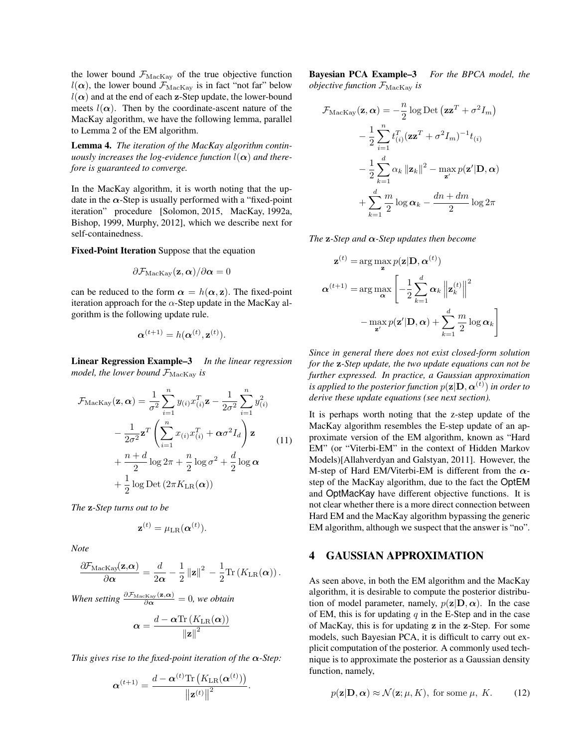the lower bound $\mathcal{F}_{\rm MacKay}$ of the true objective function $l(\boldsymbol{\alpha})$, the lower bound $\mathcal{F}_{\rm MacKay}$ is in fact "not far" below $l(\boldsymbol{\alpha})$ and at the end of each $\mathbf{z}$-Step update, the lower-bound meets $l(\boldsymbol{\alpha})$. Then by the coordinate-ascent nature of the MacKay algorithm, we have the following lemma, parallel to Lemma 2 of the EM algorithm.

**Lemma 4.** *The iteration of the MacKay algorithm continuously increases the log-evidence function $l(\boldsymbol{\alpha})$ and therefore is guaranteed to converge.*

In the MacKay algorithm, it is worth noting that the update in the $\boldsymbol{\alpha}$-Step is usually performed with a "fixed-point iteration" procedure [Solomon, 2015, MacKay, 1992a, Bishop, 1999, Murphy, 2012], which we describe next for self-containedness.

**Fixed-Point Iteration** Suppose that the equation

$$\partial \mathcal{F}_{\rm MacKay}(\mathbf{z}, \boldsymbol{\alpha})/\partial \boldsymbol{\alpha} = 0$$

can be reduced to the form $\boldsymbol{\alpha} = h(\boldsymbol{\alpha}, \mathbf{z})$. The fixed-point iteration approach for the $\alpha$-Step update in the MacKay algorithm is the following update rule.

$$\boldsymbol{\alpha}^{(t+1)} = h(\boldsymbol{\alpha}^{(t)}, \mathbf{z}^{(t)}).$$

**Linear Regression Example–3** *In the linear regression model, the lower bound $\mathcal{F}_{\rm MacKay}$ is*

$$\begin{aligned}
\mathcal{F}_{\rm MacKay}(\mathbf{z}, \boldsymbol{\alpha}) &= \frac{1}{\sigma^2}\sum_{i=1}^{n} y_{(i)} x_{(i)}^T \mathbf{z} - \frac{1}{2\sigma^2}\sum_{i=1}^{n} y_{(i)}^2 \\
&- \frac{1}{2\sigma^2}\mathbf{z}^T\left(\sum_{i=1}^{n} x_{(i)} x_{(i)}^T + \boldsymbol{\alpha}\sigma^2 I_d\right)\mathbf{z} \\
&+ \frac{n+d}{2}\log 2\pi + \frac{n}{2}\log\sigma^2 + \frac{d}{2}\log\boldsymbol{\alpha} \\
&+ \frac{1}{2}\log \mathrm{Det}\left(2\pi K_{\rm LR}(\boldsymbol{\alpha})\right)
\end{aligned} \tag{11}$$

*The $\mathbf{z}$-Step turns out to be*

$$\mathbf{z}^{(t)} = \mu_{\rm LR}(\boldsymbol{\alpha}^{(t)}).$$

*Note*

$$\frac{\partial \mathcal{F}_{\rm MacKay}(\mathbf{z}, \boldsymbol{\alpha})}{\partial \boldsymbol{\alpha}} = \frac{d}{2\boldsymbol{\alpha}} - \frac{1}{2}\left\|\mathbf{z}\right\|^2 - \frac{1}{2}\mathrm{Tr}\left(K_{\rm LR}(\boldsymbol{\alpha})\right).$$

*When setting $\frac{\partial \mathcal{F}_{\rm MacKay}(\mathbf{z}, \boldsymbol{\alpha})}{\partial \boldsymbol{\alpha}} = 0$, we obtain*

$$\boldsymbol{\alpha} = \frac{d - \boldsymbol{\alpha}\mathrm{Tr}\left(K_{\rm LR}(\boldsymbol{\alpha})\right)}{\left\|\mathbf{z}\right\|^2}$$

*This gives rise to the fixed-point iteration of the $\boldsymbol{\alpha}$-Step:*

$$\boldsymbol{\alpha}^{(t+1)} = \frac{d - \boldsymbol{\alpha}^{(t)}\mathrm{Tr}\left(K_{\rm LR}(\boldsymbol{\alpha}^{(t)})\right)}{\left\|\mathbf{z}^{(t)}\right\|^2}.$$

**Bayesian PCA Example–3** *For the BPCA model, the objective function $\mathcal{F}_{\rm MacKay}$ is*

$$\begin{aligned}
\mathcal{F}_{\rm MacKay}(\mathbf{z}, \boldsymbol{\alpha}) &= -\frac{n}{2}\log\mathrm{Det}\left(\mathbf{z}\mathbf{z}^T + \sigma^2 I_m\right) \\
&- \frac{1}{2}\sum_{i=1}^{n} t_{(i)}^T(\mathbf{z}\mathbf{z}^T + \sigma^2 I_m)^{-1} t_{(i)} \\
&- \frac{1}{2}\sum_{k=1}^{d}\alpha_k\left\|\mathbf{z}_k\right\|^2 - \max_{\mathbf{z}'} p(\mathbf{z}'|\mathbf{D}, \boldsymbol{\alpha}) \\
&+ \sum_{k=1}^{d}\frac{m}{2}\log\boldsymbol{\alpha}_k - \frac{dn + dm}{2}\log 2\pi
\end{aligned}$$

*The $\mathbf{z}$-Step and $\boldsymbol{\alpha}$-Step updates then become*

$$\begin{aligned}
\mathbf{z}^{(t)} &= \arg\max_{\mathbf{z}} p(\mathbf{z}|\mathbf{D}, \boldsymbol{\alpha}^{(t)}) \\
\boldsymbol{\alpha}^{(t+1)} &= \arg\max_{\boldsymbol{\alpha}}\left[-\frac{1}{2}\sum_{k=1}^{d}\boldsymbol{\alpha}_k\left\|\mathbf{z}_k^{(t)}\right\|^2\right. \\
&\left. - \max_{\mathbf{z}'} p(\mathbf{z}'|\mathbf{D}, \boldsymbol{\alpha}) + \sum_{k=1}^{d}\frac{m}{2}\log\boldsymbol{\alpha}_k\right]
\end{aligned}$$

*Since in general there does not exist closed-form solution for the $\mathbf{z}$-Step update, the two update equations can not be further expressed. In practice, a Gaussian approximation is applied to the posterior function $p(\mathbf{z}|\mathbf{D}, \boldsymbol{\alpha}^{(t)})$ in order to derive these update equations (see next section).*

It is perhaps worth noting that the z-step update of the MacKay algorithm resembles the E-step update of an approximate version of the EM algorithm, known as "Hard EM" (or "Viterbi-EM" in the context of Hidden Markov Models)[Allahverdyan and Galstyan, 2011]. However, the M-step of Hard EM/Viterbi-EM is different from the $\boldsymbol{\alpha}$-step of the MacKay algorithm, due to the fact the OptEM and OptMacKay have different objective functions. It is not clear whether there is a more direct connection between Hard EM and the MacKay algorithm bypassing the generic EM algorithm, although we suspect that the answer is "no".

# 4 GAUSSIAN APPROXIMATION

As seen above, in both the EM algorithm and the MacKay algorithm, it is desirable to compute the posterior distribution of model parameter, namely, $p(\mathbf{z}|\mathbf{D}, \boldsymbol{\alpha})$. In the case of EM, this is for updating $q$ in the E-Step and in the case of MacKay, this is for updating $\mathbf{z}$ in the $\mathbf{z}$-Step. For some models, such Bayesian PCA, it is difficult to carry out explicit computation of the posterior. A commonly used technique is to approximate the posterior as a Gaussian density function, namely,

$$p(\mathbf{z}|\mathbf{D}, \boldsymbol{\alpha}) \approx \mathcal{N}(\mathbf{z}; \mu, K), \text{ for some } \mu,\ K. \tag{12}$$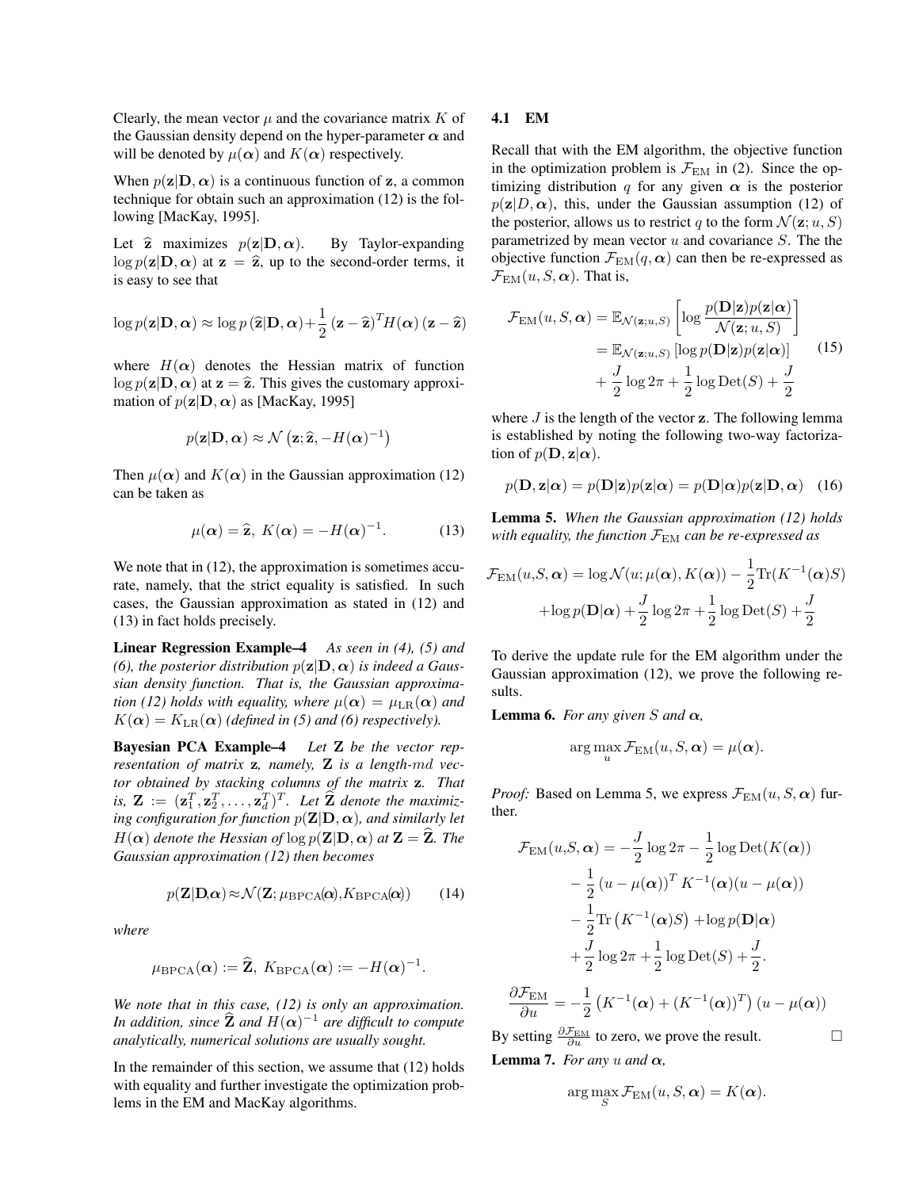Clearly, the mean vector $\mu$ and the covariance matrix $K$ of the Gaussian density depend on the hyper-parameter $\boldsymbol{\alpha}$ and will be denoted by $\mu(\boldsymbol{\alpha})$ and $K(\boldsymbol{\alpha})$ respectively.

When $p(\mathbf{z}|\mathbf{D}, \boldsymbol{\alpha})$ is a continuous function of $\mathbf{z}$, a common technique for obtain such an approximation (12) is the following [MacKay, 1995].

Let $\widehat{\mathbf{z}}$ maximizes $p(\mathbf{z}|\mathbf{D}, \boldsymbol{\alpha})$. By Taylor-expanding $\log p(\mathbf{z}|\mathbf{D}, \boldsymbol{\alpha})$ at $\mathbf{z} = \widehat{\mathbf{z}}$, up to the second-order terms, it is easy to see that

$$\log p(\mathbf{z}|\mathbf{D}, \boldsymbol{\alpha}) \approx \log p\left(\widehat{\mathbf{z}}|\mathbf{D}, \boldsymbol{\alpha}\right) + \frac{1}{2}\left(\mathbf{z} - \widehat{\mathbf{z}}\right)^T H(\boldsymbol{\alpha})\left(\mathbf{z} - \widehat{\mathbf{z}}\right)$$

where $H(\boldsymbol{\alpha})$ denotes the Hessian matrix of function $\log p(\mathbf{z}|\mathbf{D}, \boldsymbol{\alpha})$ at $\mathbf{z} = \widehat{\mathbf{z}}$. This gives the customary approximation of $p(\mathbf{z}|\mathbf{D}, \boldsymbol{\alpha})$ as [MacKay, 1995]

$$p(\mathbf{z}|\mathbf{D}, \boldsymbol{\alpha}) \approx \mathcal{N}\left(\mathbf{z}; \widehat{\mathbf{z}}, -H(\boldsymbol{\alpha})^{-1}\right)$$

Then $\mu(\boldsymbol{\alpha})$ and $K(\boldsymbol{\alpha})$ in the Gaussian approximation (12) can be taken as

$$\mu(\boldsymbol{\alpha}) = \widehat{\mathbf{z}},\ K(\boldsymbol{\alpha}) = -H(\boldsymbol{\alpha})^{-1}. \tag{13}$$

We note that in (12), the approximation is sometimes accurate, namely, that the strict equality is satisfied. In such cases, the Gaussian approximation as stated in (12) and (13) in fact holds precisely.

**Linear Regression Example–4** *As seen in (4), (5) and (6), the posterior distribution $p(\mathbf{z}|\mathbf{D}, \boldsymbol{\alpha})$ is indeed a Gaussian density function. That is, the Gaussian approximation (12) holds with equality, where $\mu(\boldsymbol{\alpha}) = \mu_{\rm LR}(\boldsymbol{\alpha})$ and $K(\boldsymbol{\alpha}) = K_{\rm LR}(\boldsymbol{\alpha})$ (defined in (5) and (6) respectively).*

**Bayesian PCA Example–4** *Let $\mathbf{Z}$ be the vector representation of matrix $\mathbf{z}$, namely, $\mathbf{Z}$ is a length-$md$ vector obtained by stacking columns of the matrix $\mathbf{z}$. That is, $\mathbf{Z} := (\mathbf{z}_1^T, \mathbf{z}_2^T, \ldots, \mathbf{z}_d^T)^T$. Let $\widehat{\mathbf{Z}}$ denote the maximizing configuration for function $p(\mathbf{Z}|\mathbf{D}, \boldsymbol{\alpha})$, and similarly let $H(\boldsymbol{\alpha})$ denote the Hessian of $\log p(\mathbf{Z}|\mathbf{D}, \boldsymbol{\alpha})$ at $\mathbf{Z} = \widehat{\mathbf{Z}}$. The Gaussian approximation (12) then becomes*

$$p(\mathbf{Z}|\mathbf{D}, \boldsymbol{\alpha}) \approx \mathcal{N}(\mathbf{Z}; \mu_{\rm BPCA}(\boldsymbol{\alpha}), K_{\rm BPCA}(\boldsymbol{\alpha})) \tag{14}$$

*where*

$$\mu_{\rm BPCA}(\boldsymbol{\alpha}) := \widehat{\mathbf{Z}},\ K_{\rm BPCA}(\boldsymbol{\alpha}) := -H(\boldsymbol{\alpha})^{-1}.$$

*We note that in this case, (12) is only an approximation. In addition, since $\widehat{\mathbf{Z}}$ and $H(\boldsymbol{\alpha})^{-1}$ are difficult to compute analytically, numerical solutions are usually sought.*

In the remainder of this section, we assume that (12) holds with equality and further investigate the optimization problems in the EM and MacKay algorithms.

### 4.1 EM

Recall that with the EM algorithm, the objective function in the optimization problem is $\mathcal{F}_{\rm EM}$ in (2). Since the optimizing distribution $q$ for any given $\boldsymbol{\alpha}$ is the posterior $p(\mathbf{z}|D, \boldsymbol{\alpha})$, this, under the Gaussian assumption (12) of the posterior, allows us to restrict $q$ to the form $\mathcal{N}(\mathbf{z}; u, S)$ parametrized by mean vector $u$ and covariance $S$. The the objective function $\mathcal{F}_{\rm EM}(q, \boldsymbol{\alpha})$ can then be re-expressed as $\mathcal{F}_{\rm EM}(u, S, \boldsymbol{\alpha})$. That is,

$$\begin{aligned}\mathcal{F}_{\rm EM}(u, S, \boldsymbol{\alpha}) &= \mathbb{E}_{\mathcal{N}(\mathbf{z};u,S)}\left[\log \frac{p(\mathbf{D}|\mathbf{z})p(\mathbf{z}|\boldsymbol{\alpha})}{\mathcal{N}(\mathbf{z}; u, S)}\right] \\ &= \mathbb{E}_{\mathcal{N}(\mathbf{z};u,S)}\left[\log p(\mathbf{D}|\mathbf{z})p(\mathbf{z}|\boldsymbol{\alpha})\right] \\ &\quad + \frac{J}{2}\log 2\pi + \frac{1}{2}\log \mathrm{Det}(S) + \frac{J}{2}\end{aligned} \tag{15}$$

where $J$ is the length of the vector $\mathbf{z}$. The following lemma is established by noting the following two-way factorization of $p(\mathbf{D}, \mathbf{z}|\boldsymbol{\alpha})$.

$$p(\mathbf{D}, \mathbf{z}|\boldsymbol{\alpha}) = p(\mathbf{D}|\mathbf{z})p(\mathbf{z}|\boldsymbol{\alpha}) = p(\mathbf{D}|\boldsymbol{\alpha})p(\mathbf{z}|\mathbf{D}, \boldsymbol{\alpha}) \tag{16}$$

**Lemma 5.** *When the Gaussian approximation (12) holds with equality, the function $\mathcal{F}_{\rm EM}$ can be re-expressed as*

$$\begin{aligned}\mathcal{F}_{\rm EM}(u, S, \boldsymbol{\alpha}) &= \log \mathcal{N}(u; \mu(\boldsymbol{\alpha}), K(\boldsymbol{\alpha})) - \frac{1}{2}\mathrm{Tr}(K^{-1}(\boldsymbol{\alpha})S) \\ &\quad + \log p(\mathbf{D}|\boldsymbol{\alpha}) + \frac{J}{2}\log 2\pi + \frac{1}{2}\log \mathrm{Det}(S) + \frac{J}{2}\end{aligned}$$

To derive the update rule for the EM algorithm under the Gaussian approximation (12), we prove the following results.

**Lemma 6.** *For any given $S$ and $\boldsymbol{\alpha}$,*

$$\arg\max_u \mathcal{F}_{\rm EM}(u, S, \boldsymbol{\alpha}) = \mu(\boldsymbol{\alpha}).$$

*Proof:* Based on Lemma 5, we express $\mathcal{F}_{\rm EM}(u, S, \boldsymbol{\alpha})$ further.

$$\begin{aligned}\mathcal{F}_{\rm EM}(u, S, \boldsymbol{\alpha}) &= -\frac{J}{2}\log 2\pi - \frac{1}{2}\log \mathrm{Det}(K(\boldsymbol{\alpha})) \\ &\quad - \frac{1}{2}\left(u - \mu(\boldsymbol{\alpha})\right)^T K^{-1}(\boldsymbol{\alpha})(u - \mu(\boldsymbol{\alpha})) \\ &\quad - \frac{1}{2}\mathrm{Tr}\left(K^{-1}(\boldsymbol{\alpha})S\right) + \log p(\mathbf{D}|\boldsymbol{\alpha}) \\ &\quad + \frac{J}{2}\log 2\pi + \frac{1}{2}\log \mathrm{Det}(S) + \frac{J}{2}.\end{aligned}$$

$$\frac{\partial \mathcal{F}_{\rm EM}}{\partial u} = -\frac{1}{2}\left(K^{-1}(\boldsymbol{\alpha}) + (K^{-1}(\boldsymbol{\alpha}))^T\right)(u - \mu(\boldsymbol{\alpha}))$$

By setting $\frac{\partial \mathcal{F}_{\rm EM}}{\partial u}$ to zero, we prove the result. □

**Lemma 7.** *For any $u$ and $\boldsymbol{\alpha}$,*

$$\arg\max_S \mathcal{F}_{\rm EM}(u, S, \boldsymbol{\alpha}) = K(\boldsymbol{\alpha}).$$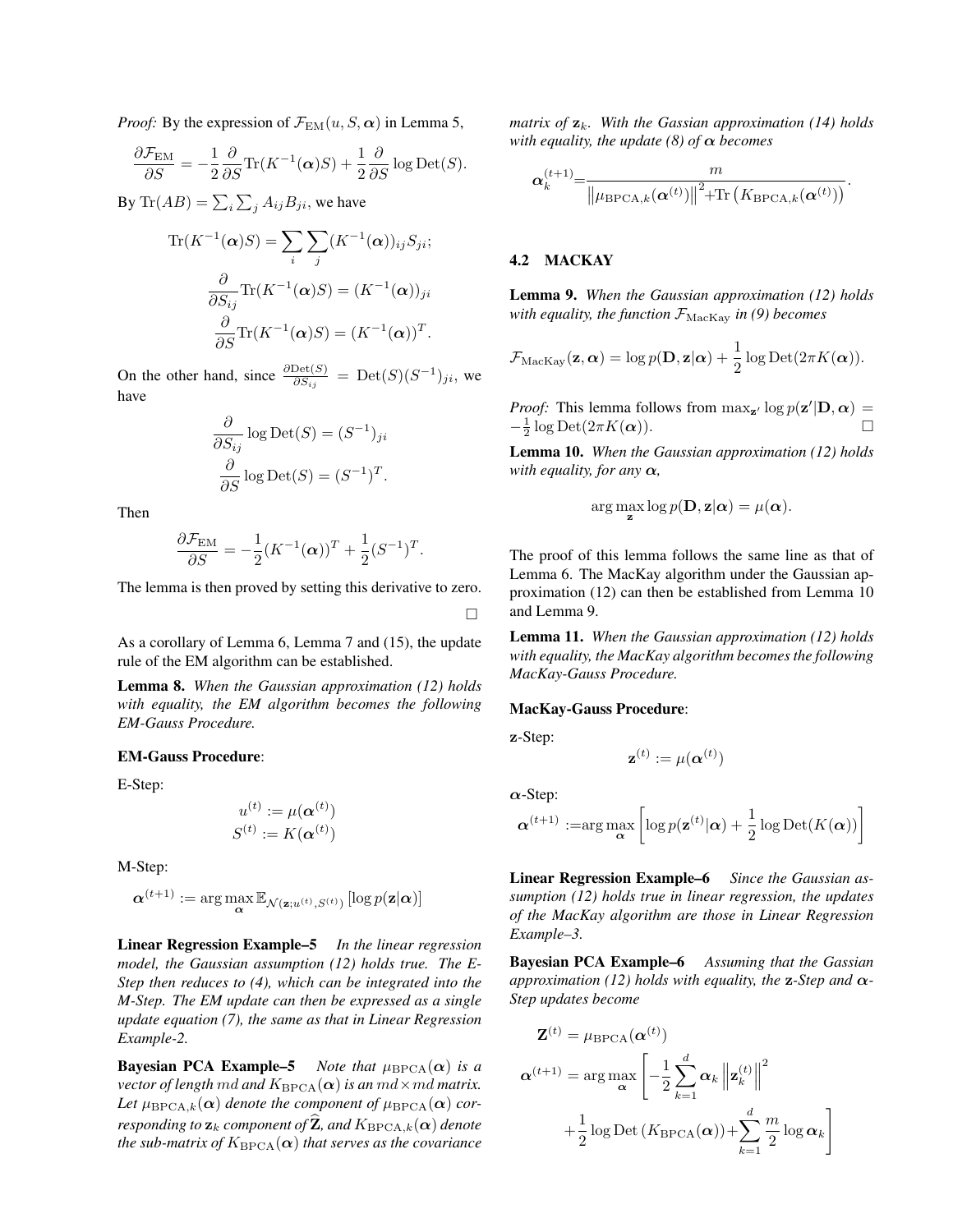*Proof:* By the expression of $\mathcal{F}_{\rm EM}(u, S, \boldsymbol{\alpha})$ in Lemma 5,

$$\frac{\partial \mathcal{F}_{\rm EM}}{\partial S} = -\frac{1}{2}\frac{\partial}{\partial S}\mathrm{Tr}(K^{-1}(\boldsymbol{\alpha})S) + \frac{1}{2}\frac{\partial}{\partial S}\log \mathrm{Det}(S).$$

By $\mathrm{Tr}(AB) = \sum_i \sum_j A_{ij}B_{ji}$, we have

$$\mathrm{Tr}(K^{-1}(\boldsymbol{\alpha})S) = \sum_i \sum_j (K^{-1}(\boldsymbol{\alpha}))_{ij}S_{ji};$$

$$\frac{\partial}{\partial S_{ij}}\mathrm{Tr}(K^{-1}(\boldsymbol{\alpha})S) = (K^{-1}(\boldsymbol{\alpha}))_{ji}$$

$$\frac{\partial}{\partial S}\mathrm{Tr}(K^{-1}(\boldsymbol{\alpha})S) = (K^{-1}(\boldsymbol{\alpha}))^T.$$

On the other hand, since $\frac{\partial \mathrm{Det}(S)}{\partial S_{ij}} = \mathrm{Det}(S)(S^{-1})_{ji}$, we have

$$\frac{\partial}{\partial S_{ij}}\log \mathrm{Det}(S) = (S^{-1})_{ji}$$

$$\frac{\partial}{\partial S}\log \mathrm{Det}(S) = (S^{-1})^T.$$

Then

$$\frac{\partial \mathcal{F}_{\rm EM}}{\partial S} = -\frac{1}{2}(K^{-1}(\boldsymbol{\alpha}))^T + \frac{1}{2}(S^{-1})^T.$$

The lemma is then proved by setting this derivative to zero. □

As a corollary of Lemma 6, Lemma 7 and (15), the update rule of the EM algorithm can be established.

**Lemma 8.** *When the Gaussian approximation (12) holds with equality, the EM algorithm becomes the following EM-Gauss Procedure.*

**EM-Gauss Procedure**:

E-Step:

$$u^{(t)} := \mu(\boldsymbol{\alpha}^{(t)})$$
$$S^{(t)} := K(\boldsymbol{\alpha}^{(t)})$$

M-Step:

$$\boldsymbol{\alpha}^{(t+1)} := \arg\max_{\boldsymbol{\alpha}} \mathbb{E}_{\mathcal{N}(\mathbf{z};u^{(t)},S^{(t)})}\left[\log p(\mathbf{z}|\boldsymbol{\alpha})\right]$$

**Linear Regression Example–5** *In the linear regression model, the Gaussian assumption (12) holds true. The E-Step then reduces to (4), which can be integrated into the M-Step. The EM update can then be expressed as a single update equation (7), the same as that in Linear Regression Example-2.*

**Bayesian PCA Example–5** *Note that $\mu_{\rm BPCA}(\boldsymbol{\alpha})$ is a vector of length $md$ and $K_{\rm BPCA}(\boldsymbol{\alpha})$ is an $md \times md$ matrix. Let $\mu_{{\rm BPCA},k}(\boldsymbol{\alpha})$ denote the component of $\mu_{\rm BPCA}(\boldsymbol{\alpha})$ corresponding to $\mathbf{z}_k$ component of $\widehat{\mathbf{Z}}$, and $K_{{\rm BPCA},k}(\boldsymbol{\alpha})$ denote the sub-matrix of $K_{\rm BPCA}(\boldsymbol{\alpha})$ that serves as the covariance matrix of $\mathbf{z}_k$. With the Gassian approximation (14) holds with equality, the update (8) of $\boldsymbol{\alpha}$ becomes*

$$\boldsymbol{\alpha}_k^{(t+1)} = \frac{m}{\left\|\mu_{{\rm BPCA},k}(\boldsymbol{\alpha}^{(t)})\right\|^2 + \mathrm{Tr}\left(K_{{\rm BPCA},k}(\boldsymbol{\alpha}^{(t)})\right)}.$$

### 4.2 MACKAY

**Lemma 9.** *When the Gaussian approximation (12) holds with equality, the function $\mathcal{F}_{\rm MacKay}$ in (9) becomes*

$$\mathcal{F}_{\rm MacKay}(\mathbf{z}, \boldsymbol{\alpha}) = \log p(\mathbf{D}, \mathbf{z}|\boldsymbol{\alpha}) + \frac{1}{2}\log \mathrm{Det}(2\pi K(\boldsymbol{\alpha})).$$

*Proof:* This lemma follows from $\max_{\mathbf{z}'} \log p(\mathbf{z}'|\mathbf{D}, \boldsymbol{\alpha}) = -\frac{1}{2}\log \mathrm{Det}(2\pi K(\boldsymbol{\alpha}))$. □

**Lemma 10.** *When the Gaussian approximation (12) holds with equality, for any $\boldsymbol{\alpha}$,*

$$\arg\max_{\mathbf{z}} \log p(\mathbf{D}, \mathbf{z}|\boldsymbol{\alpha}) = \mu(\boldsymbol{\alpha}).$$

The proof of this lemma follows the same line as that of Lemma 6. The MacKay algorithm under the Gaussian approximation (12) can then be established from Lemma 10 and Lemma 9.

**Lemma 11.** *When the Gaussian approximation (12) holds with equality, the MacKay algorithm becomes the following MacKay-Gauss Procedure.*

**MacKay-Gauss Procedure**:

$\mathbf{z}$-Step:

$$\mathbf{z}^{(t)} := \mu(\boldsymbol{\alpha}^{(t)})$$

$\boldsymbol{\alpha}$-Step:

$$\boldsymbol{\alpha}^{(t+1)} := \arg\max_{\boldsymbol{\alpha}} \left[\log p(\mathbf{z}^{(t)}|\boldsymbol{\alpha}) + \frac{1}{2}\log \mathrm{Det}(K(\boldsymbol{\alpha}))\right]$$

**Linear Regression Example–6** *Since the Gaussian assumption (12) holds true in linear regression, the updates of the MacKay algorithm are those in Linear Regression Example–3.*

**Bayesian PCA Example–6** *Assuming that the Gassian approximation (12) holds with equality, the $\mathbf{z}$-Step and $\boldsymbol{\alpha}$-Step updates become*

$$\mathbf{Z}^{(t)} = \mu_{\rm BPCA}(\boldsymbol{\alpha}^{(t)})$$

$$\boldsymbol{\alpha}^{(t+1)} = \arg\max_{\boldsymbol{\alpha}} \left[-\frac{1}{2}\sum_{k=1}^{d} \boldsymbol{\alpha}_k \left\|\mathbf{z}_k^{(t)}\right\|^2 + \frac{1}{2}\log \mathrm{Det}\left(K_{\rm BPCA}(\boldsymbol{\alpha})\right) + \sum_{k=1}^{d} \frac{m}{2}\log \boldsymbol{\alpha}_k\right]$$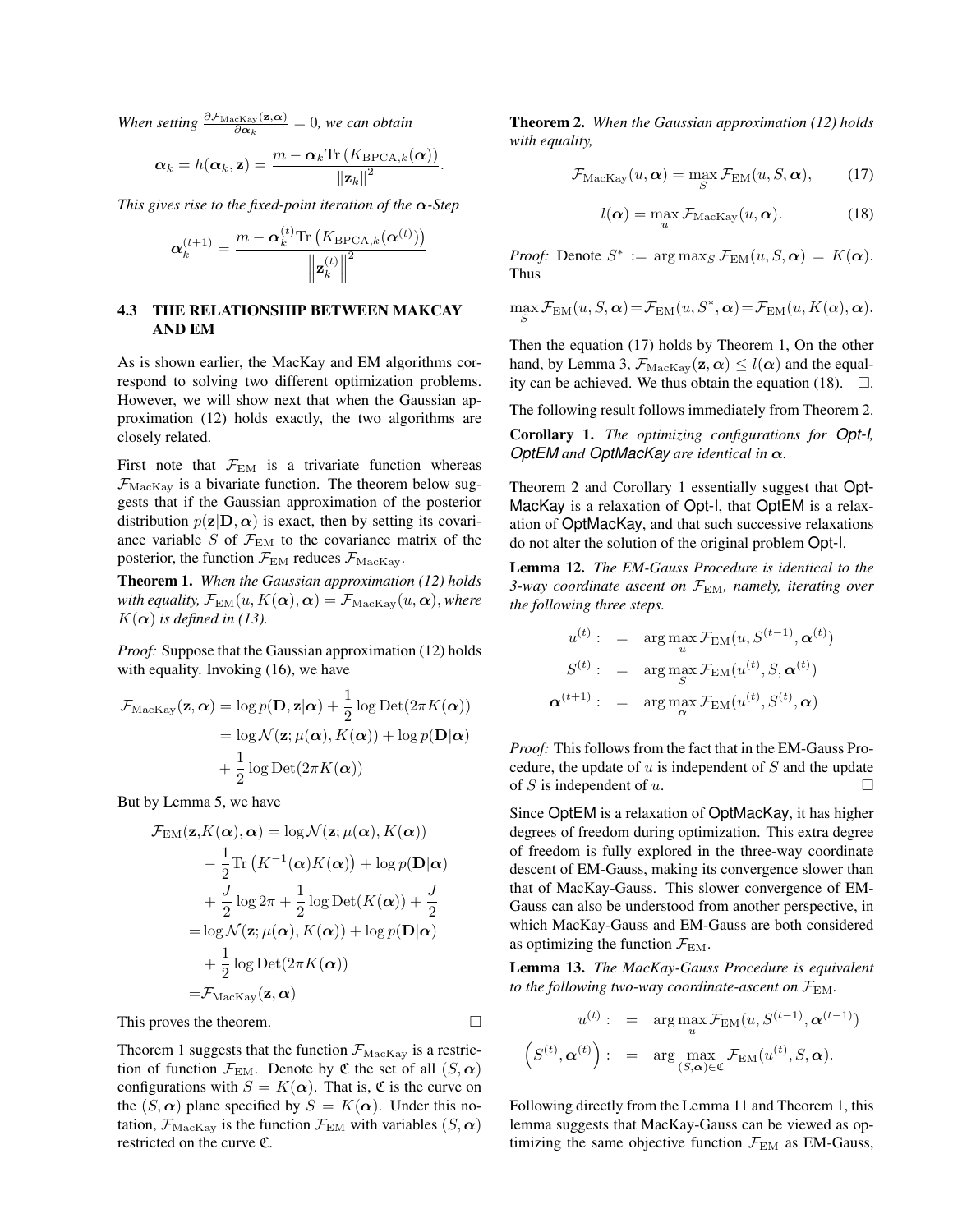*When setting* $\frac{\partial \mathcal{F}_{\rm MacKay}(\mathbf{z},\boldsymbol{\alpha})}{\partial \boldsymbol{\alpha}_k} = 0$*, we can obtain*

$$\boldsymbol{\alpha}_k = h(\boldsymbol{\alpha}_k, \mathbf{z}) = \frac{m - \boldsymbol{\alpha}_k \mathrm{Tr}\left(K_{\rm BPCA,\mathit{k}}(\boldsymbol{\alpha})\right)}{\|\mathbf{z}_k\|^2}.$$

*This gives rise to the fixed-point iteration of the* $\boldsymbol{\alpha}$*-Step*

$$\boldsymbol{\alpha}_k^{(t+1)} = \frac{m - \boldsymbol{\alpha}_k^{(t)} \mathrm{Tr}\left(K_{\rm BPCA,\mathit{k}}(\boldsymbol{\alpha}^{(t)})\right)}{\left\|\mathbf{z}_k^{(t)}\right\|^2}$$

### 4.3 THE RELATIONSHIP BETWEEN MAKCAY AND EM

As is shown earlier, the MacKay and EM algorithms correspond to solving two different optimization problems. However, we will show next that when the Gaussian approximation (12) holds exactly, the two algorithms are closely related.

First note that $\mathcal{F}_{\rm EM}$ is a trivariate function whereas $\mathcal{F}_{\rm MacKay}$ is a bivariate function. The theorem below suggests that if the Gaussian approximation of the posterior distribution $p(\mathbf{z}|\mathbf{D},\boldsymbol{\alpha})$ is exact, then by setting its covariance variable $S$ of $\mathcal{F}_{\rm EM}$ to the covariance matrix of the posterior, the function $\mathcal{F}_{\rm EM}$ reduces $\mathcal{F}_{\rm MacKay}$.

**Theorem 1.** *When the Gaussian approximation (12) holds with equality,* $\mathcal{F}_{\rm EM}(u, K(\boldsymbol{\alpha}), \boldsymbol{\alpha}) = \mathcal{F}_{\rm MacKay}(u, \boldsymbol{\alpha})$*, where* $K(\boldsymbol{\alpha})$ *is defined in (13).*

*Proof:* Suppose that the Gaussian approximation (12) holds with equality. Invoking (16), we have

$$\begin{aligned}
\mathcal{F}_{\rm MacKay}(\mathbf{z},\boldsymbol{\alpha}) &= \log p(\mathbf{D},\mathbf{z}|\boldsymbol{\alpha}) + \frac{1}{2}\log \mathrm{Det}(2\pi K(\boldsymbol{\alpha})) \\
&= \log \mathcal{N}(\mathbf{z}; \mu(\boldsymbol{\alpha}), K(\boldsymbol{\alpha})) + \log p(\mathbf{D}|\boldsymbol{\alpha}) \\
&\quad + \frac{1}{2}\log \mathrm{Det}(2\pi K(\boldsymbol{\alpha}))
\end{aligned}$$

But by Lemma 5, we have

$$\begin{aligned}
\mathcal{F}_{\rm EM}(\mathbf{z}, K(\boldsymbol{\alpha}), \boldsymbol{\alpha}) &= \log \mathcal{N}(\mathbf{z}; \mu(\boldsymbol{\alpha}), K(\boldsymbol{\alpha})) \\
&\quad - \frac{1}{2}\mathrm{Tr}\left(K^{-1}(\boldsymbol{\alpha})K(\boldsymbol{\alpha})\right) + \log p(\mathbf{D}|\boldsymbol{\alpha}) \\
&\quad + \frac{J}{2}\log 2\pi + \frac{1}{2}\log \mathrm{Det}(K(\boldsymbol{\alpha})) + \frac{J}{2} \\
&= \log \mathcal{N}(\mathbf{z}; \mu(\boldsymbol{\alpha}), K(\boldsymbol{\alpha})) + \log p(\mathbf{D}|\boldsymbol{\alpha}) \\
&\quad + \frac{1}{2}\log \mathrm{Det}(2\pi K(\boldsymbol{\alpha})) \\
&= \mathcal{F}_{\rm MacKay}(\mathbf{z},\boldsymbol{\alpha})
\end{aligned}$$

This proves the theorem. □

Theorem 1 suggests that the function $\mathcal{F}_{\rm MacKay}$ is a restriction of function $\mathcal{F}_{\rm EM}$. Denote by $\mathfrak{C}$ the set of all $(S,\boldsymbol{\alpha})$ configurations with $S = K(\boldsymbol{\alpha})$. That is, $\mathfrak{C}$ is the curve on the $(S,\boldsymbol{\alpha})$ plane specified by $S = K(\boldsymbol{\alpha})$. Under this notation, $\mathcal{F}_{\rm MacKay}$ is the function $\mathcal{F}_{\rm EM}$ with variables $(S,\boldsymbol{\alpha})$ restricted on the curve $\mathfrak{C}$.

**Theorem 2.** *When the Gaussian approximation (12) holds with equality,*

$$\mathcal{F}_{\rm MacKay}(u,\boldsymbol{\alpha}) = \max_S \mathcal{F}_{\rm EM}(u, S, \boldsymbol{\alpha}), \qquad (17)$$

$$l(\boldsymbol{\alpha}) = \max_u \mathcal{F}_{\rm MacKay}(u,\boldsymbol{\alpha}). \qquad (18)$$

*Proof:* Denote $S^* := \arg\max_S \mathcal{F}_{\rm EM}(u, S, \boldsymbol{\alpha}) = K(\boldsymbol{\alpha})$. Thus

$$\max_S \mathcal{F}_{\rm EM}(u,S,\boldsymbol{\alpha}) = \mathcal{F}_{\rm EM}(u, S^*, \boldsymbol{\alpha}) = \mathcal{F}_{\rm EM}(u, K(\alpha), \boldsymbol{\alpha}).$$

Then the equation (17) holds by Theorem 1, On the other hand, by Lemma 3, $\mathcal{F}_{\rm MacKay}(\mathbf{z},\boldsymbol{\alpha}) \le l(\boldsymbol{\alpha})$ and the equality can be achieved. We thus obtain the equation (18). □.

The following result follows immediately from Theorem 2.

**Corollary 1.** *The optimizing configurations for Opt-l, OptEM and OptMacKay are identical in* $\boldsymbol{\alpha}$*.*

Theorem 2 and Corollary 1 essentially suggest that OptMacKay is a relaxation of Opt-l, that OptEM is a relaxation of OptMacKay, and that such successive relaxations do not alter the solution of the original problem Opt-l.

**Lemma 12.** *The EM-Gauss Procedure is identical to the 3-way coordinate ascent on* $\mathcal{F}_{\rm EM}$*, namely, iterating over the following three steps.*

$$\begin{aligned}
u^{(t)}: &\quad = \quad \arg\max_u \mathcal{F}_{\rm EM}(u, S^{(t-1)}, \boldsymbol{\alpha}^{(t)}) \\
S^{(t)}: &\quad = \quad \arg\max_S \mathcal{F}_{\rm EM}(u^{(t)}, S, \boldsymbol{\alpha}^{(t)}) \\
\boldsymbol{\alpha}^{(t+1)}: &\quad = \quad \arg\max_{\boldsymbol{\alpha}} \mathcal{F}_{\rm EM}(u^{(t)}, S^{(t)}, \boldsymbol{\alpha})
\end{aligned}$$

*Proof:* This follows from the fact that in the EM-Gauss Procedure, the update of $u$ is independent of $S$ and the update of $S$ is independent of $u$. □

Since OptEM is a relaxation of OptMacKay, it has higher degrees of freedom during optimization. This extra degree of freedom is fully explored in the three-way coordinate descent of EM-Gauss, making its convergence slower than that of MacKay-Gauss. This slower convergence of EM-Gauss can also be understood from another perspective, in which MacKay-Gauss and EM-Gauss are both considered as optimizing the function $\mathcal{F}_{\rm EM}$.

**Lemma 13.** *The MacKay-Gauss Procedure is equivalent to the following two-way coordinate-ascent on* $\mathcal{F}_{\rm EM}$*.*

$$\begin{aligned}
u^{(t)}: &\quad = \quad \arg\max_u \mathcal{F}_{\rm EM}(u, S^{(t-1)}, \boldsymbol{\alpha}^{(t-1)}) \\
\left(S^{(t)}, \boldsymbol{\alpha}^{(t)}\right): &\quad = \quad \arg\max_{(S,\boldsymbol{\alpha})\in\mathfrak{C}} \mathcal{F}_{\rm EM}(u^{(t)}, S, \boldsymbol{\alpha}).
\end{aligned}$$

Following directly from the Lemma 11 and Theorem 1, this lemma suggests that MacKay-Gauss can be viewed as optimizing the same objective function $\mathcal{F}_{\rm EM}$ as EM-Gauss,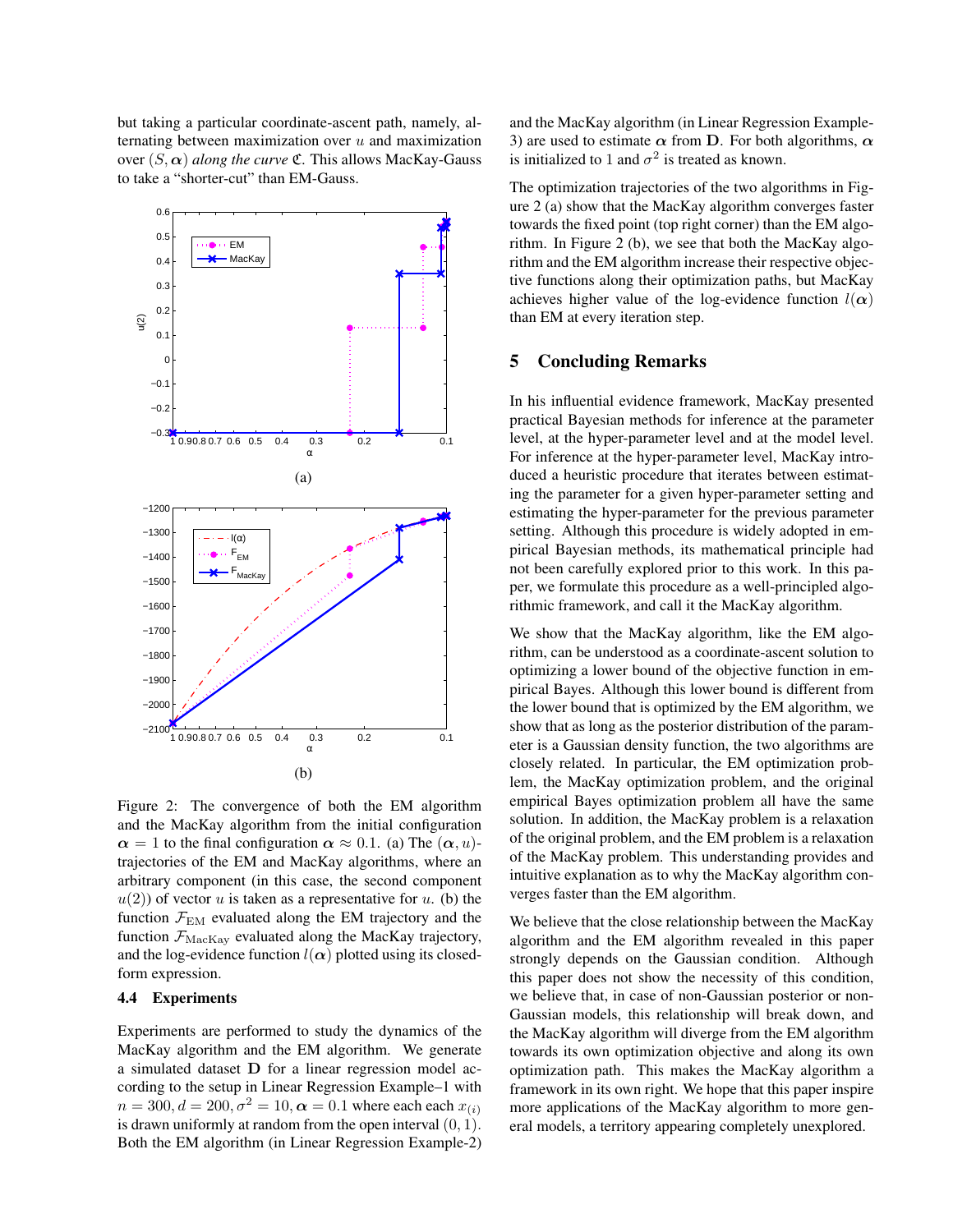but taking a particular coordinate-ascent path, namely, alternating between maximization over $u$ and maximization over $(S, \boldsymbol{\alpha})$ *along the curve* $\mathfrak{C}$. This allows MacKay-Gauss to take a "shorter-cut" than EM-Gauss.

(a)

(b)

Figure 2: The convergence of both the EM algorithm and the MacKay algorithm from the initial configuration $\boldsymbol{\alpha} = 1$ to the final configuration $\boldsymbol{\alpha} \approx 0.1$. (a) The $(\boldsymbol{\alpha}, u)$-trajectories of the EM and MacKay algorithms, where an arbitrary component (in this case, the second component $u(2)$) of vector $u$ is taken as a representative for $u$. (b) the function $\mathcal{F}_{\text{EM}}$ evaluated along the EM trajectory and the function $\mathcal{F}_{\text{MacKay}}$ evaluated along the MacKay trajectory, and the log-evidence function $l(\boldsymbol{\alpha})$ plotted using its closed-form expression.

### 4.4 Experiments

Experiments are performed to study the dynamics of the MacKay algorithm and the EM algorithm. We generate a simulated dataset $\mathbf{D}$ for a linear regression model according to the setup in Linear Regression Example–1 with $n = 300, d = 200, \sigma^2 = 10, \boldsymbol{\alpha} = 0.1$ where each $x_{(i)}$ is drawn uniformly at random from the open interval $(0, 1)$. Both the EM algorithm (in Linear Regression Example-2) and the MacKay algorithm (in Linear Regression Example-3) are used to estimate $\boldsymbol{\alpha}$ from $\mathbf{D}$. For both algorithms, $\boldsymbol{\alpha}$ is initialized to 1 and $\sigma^2$ is treated as known.

The optimization trajectories of the two algorithms in Figure 2 (a) show that the MacKay algorithm converges faster towards the fixed point (top right corner) than the EM algorithm. In Figure 2 (b), we see that both the MacKay algorithm and the EM algorithm increase their respective objective functions along their optimization paths, but MacKay achieves higher value of the log-evidence function $l(\boldsymbol{\alpha})$ than EM at every iteration step.

## 5 Concluding Remarks

In his influential evidence framework, MacKay presented practical Bayesian methods for inference at the parameter level, at the hyper-parameter level and at the model level. For inference at the hyper-parameter level, MacKay introduced a heuristic procedure that iterates between estimating the parameter for a given hyper-parameter setting and estimating the hyper-parameter for the previous parameter setting. Although this procedure is widely adopted in empirical Bayesian methods, its mathematical principle had not been carefully explored prior to this work. In this paper, we formulate this procedure as a well-principled algorithmic framework, and call it the MacKay algorithm.

We show that the MacKay algorithm, like the EM algorithm, can be understood as a coordinate-ascent solution to optimizing a lower bound of the objective function in empirical Bayes. Although this lower bound is different from the lower bound that is optimized by the EM algorithm, we show that as long as the posterior distribution of the parameter is a Gaussian density function, the two algorithms are closely related. In particular, the EM optimization problem, the MacKay optimization problem, and the original empirical Bayes optimization problem all have the same solution. In addition, the MacKay problem is a relaxation of the original problem, and the EM problem is a relaxation of the MacKay problem. This understanding provides and intuitive explanation as to why the MacKay algorithm converges faster than the EM algorithm.

We believe that the close relationship between the MacKay algorithm and the EM algorithm revealed in this paper strongly depends on the Gaussian condition. Although this paper does not show the necessity of this condition, we believe that, in case of non-Gaussian posterior or non-Gaussian models, this relationship will break down, and the MacKay algorithm will diverge from the EM algorithm towards its own optimization objective and along its own optimization path. This makes the MacKay algorithm a framework in its own right. We hope that this paper inspire more applications of the MacKay algorithm to more general models, a territory appearing completely unexplored.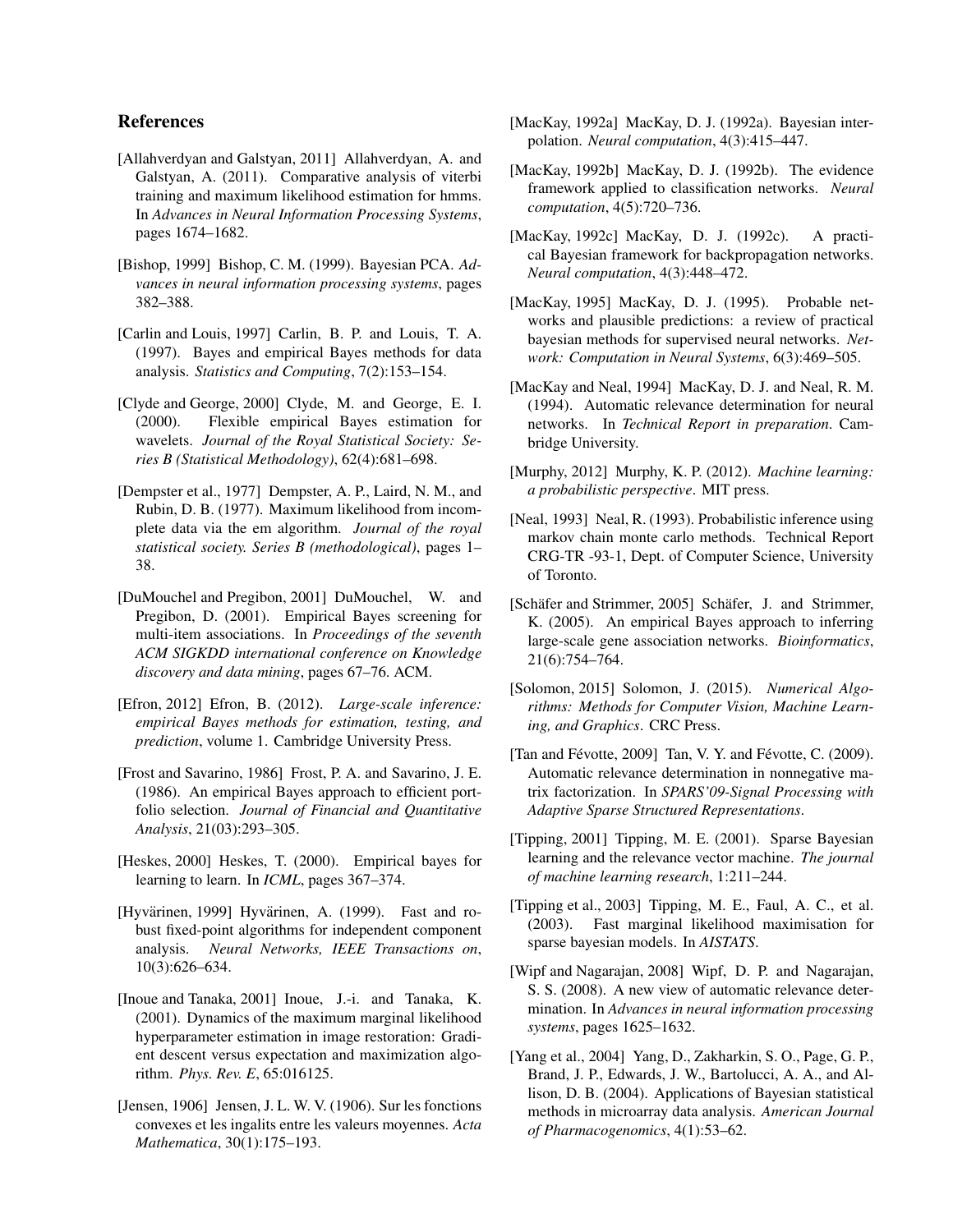## References

[Allahverdyan and Galstyan, 2011] Allahverdyan, A. and Galstyan, A. (2011). Comparative analysis of viterbi training and maximum likelihood estimation for hmms. In *Advances in Neural Information Processing Systems*, pages 1674–1682.

[Bishop, 1999] Bishop, C. M. (1999). Bayesian PCA. *Advances in neural information processing systems*, pages 382–388.

[Carlin and Louis, 1997] Carlin, B. P. and Louis, T. A. (1997). Bayes and empirical Bayes methods for data analysis. *Statistics and Computing*, 7(2):153–154.

[Clyde and George, 2000] Clyde, M. and George, E. I. (2000). Flexible empirical Bayes estimation for wavelets. *Journal of the Royal Statistical Society: Series B (Statistical Methodology)*, 62(4):681–698.

[Dempster et al., 1977] Dempster, A. P., Laird, N. M., and Rubin, D. B. (1977). Maximum likelihood from incomplete data via the em algorithm. *Journal of the royal statistical society. Series B (methodological)*, pages 1–38.

[DuMouchel and Pregibon, 2001] DuMouchel, W. and Pregibon, D. (2001). Empirical Bayes screening for multi-item associations. In *Proceedings of the seventh ACM SIGKDD international conference on Knowledge discovery and data mining*, pages 67–76. ACM.

[Efron, 2012] Efron, B. (2012). *Large-scale inference: empirical Bayes methods for estimation, testing, and prediction*, volume 1. Cambridge University Press.

[Frost and Savarino, 1986] Frost, P. A. and Savarino, J. E. (1986). An empirical Bayes approach to efficient portfolio selection. *Journal of Financial and Quantitative Analysis*, 21(03):293–305.

[Heskes, 2000] Heskes, T. (2000). Empirical bayes for learning to learn. In *ICML*, pages 367–374.

[Hyvärinen, 1999] Hyvärinen, A. (1999). Fast and robust fixed-point algorithms for independent component analysis. *Neural Networks, IEEE Transactions on*, 10(3):626–634.

[Inoue and Tanaka, 2001] Inoue, J.-i. and Tanaka, K. (2001). Dynamics of the maximum marginal likelihood hyperparameter estimation in image restoration: Gradient descent versus expectation and maximization algorithm. *Phys. Rev. E*, 65:016125.

[Jensen, 1906] Jensen, J. L. W. V. (1906). Sur les fonctions convexes et les ingalits entre les valeurs moyennes. *Acta Mathematica*, 30(1):175–193.

[MacKay, 1992a] MacKay, D. J. (1992a). Bayesian interpolation. *Neural computation*, 4(3):415–447.

[MacKay, 1992b] MacKay, D. J. (1992b). The evidence framework applied to classification networks. *Neural computation*, 4(5):720–736.

[MacKay, 1992c] MacKay, D. J. (1992c). A practical Bayesian framework for backpropagation networks. *Neural computation*, 4(3):448–472.

[MacKay, 1995] MacKay, D. J. (1995). Probable networks and plausible predictions: a review of practical bayesian methods for supervised neural networks. *Network: Computation in Neural Systems*, 6(3):469–505.

[MacKay and Neal, 1994] MacKay, D. J. and Neal, R. M. (1994). Automatic relevance determination for neural networks. In *Technical Report in preparation*. Cambridge University.

[Murphy, 2012] Murphy, K. P. (2012). *Machine learning: a probabilistic perspective*. MIT press.

[Neal, 1993] Neal, R. (1993). Probabilistic inference using markov chain monte carlo methods. Technical Report CRG-TR -93-1, Dept. of Computer Science, University of Toronto.

[Schäfer and Strimmer, 2005] Schäfer, J. and Strimmer, K. (2005). An empirical Bayes approach to inferring large-scale gene association networks. *Bioinformatics*, 21(6):754–764.

[Solomon, 2015] Solomon, J. (2015). *Numerical Algorithms: Methods for Computer Vision, Machine Learning, and Graphics*. CRC Press.

[Tan and Févotte, 2009] Tan, V. Y. and Févotte, C. (2009). Automatic relevance determination in nonnegative matrix factorization. In *SPARS'09-Signal Processing with Adaptive Sparse Structured Representations*.

[Tipping, 2001] Tipping, M. E. (2001). Sparse Bayesian learning and the relevance vector machine. *The journal of machine learning research*, 1:211–244.

[Tipping et al., 2003] Tipping, M. E., Faul, A. C., et al. (2003). Fast marginal likelihood maximisation for sparse bayesian models. In *AISTATS*.

[Wipf and Nagarajan, 2008] Wipf, D. P. and Nagarajan, S. S. (2008). A new view of automatic relevance determination. In *Advances in neural information processing systems*, pages 1625–1632.

[Yang et al., 2004] Yang, D., Zakharkin, S. O., Page, G. P., Brand, J. P., Edwards, J. W., Bartolucci, A. A., and Allison, D. B. (2004). Applications of Bayesian statistical methods in microarray data analysis. *American Journal of Pharmacogenomics*, 4(1):53–62.